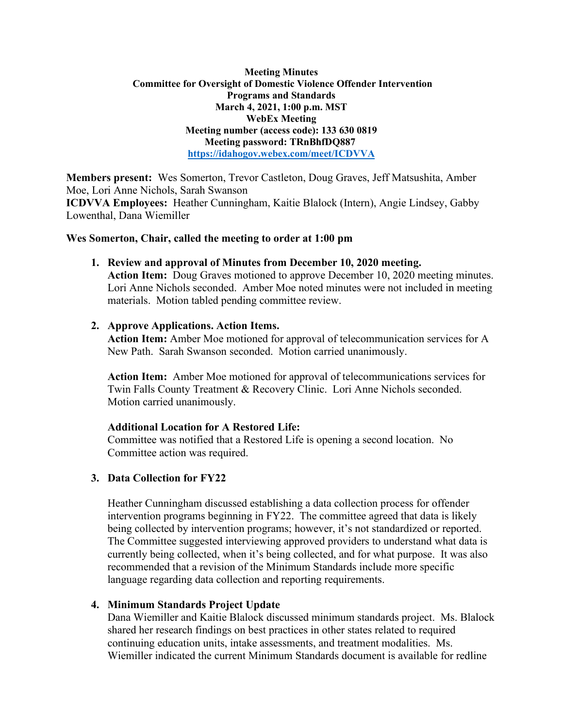**Meeting Minutes**
**Committee for Oversight of Domestic Violence Offender Intervention Programs and Standards**
**March 4, 2021, 1:00 p.m. MST**
**WebEx Meeting**
**Meeting number (access code): 133 630 0819**
**Meeting password: TRnBhfDQ887**
**https://idahogov.webex.com/meet/ICDVVA**

**Members present:** Wes Somerton, Trevor Castleton, Doug Graves, Jeff Matsushita, Amber Moe, Lori Anne Nichols, Sarah Swanson
**ICDVVA Employees:** Heather Cunningham, Kaitie Blalock (Intern), Angie Lindsey, Gabby Lowenthal, Dana Wiemiller

**Wes Somerton, Chair, called the meeting to order at 1:00 pm**

1. **Review and approval of Minutes from December 10, 2020 meeting.**
   **Action Item:** Doug Graves motioned to approve December 10, 2020 meeting minutes. Lori Anne Nichols seconded. Amber Moe noted minutes were not included in meeting materials. Motion tabled pending committee review.

2. **Approve Applications. Action Items.**
   **Action Item:** Amber Moe motioned for approval of telecommunication services for A New Path. Sarah Swanson seconded. Motion carried unanimously.

   **Action Item:** Amber Moe motioned for approval of telecommunications services for Twin Falls County Treatment & Recovery Clinic. Lori Anne Nichols seconded. Motion carried unanimously.

   **Additional Location for A Restored Life:**
   Committee was notified that a Restored Life is opening a second location. No Committee action was required.

3. **Data Collection for FY22**

   Heather Cunningham discussed establishing a data collection process for offender intervention programs beginning in FY22. The committee agreed that data is likely being collected by intervention programs; however, it's not standardized or reported. The Committee suggested interviewing approved providers to understand what data is currently being collected, when it's being collected, and for what purpose. It was also recommended that a revision of the Minimum Standards include more specific language regarding data collection and reporting requirements.

4. **Minimum Standards Project Update**
   Dana Wiemiller and Kaitie Blalock discussed minimum standards project. Ms. Blalock shared her research findings on best practices in other states related to required continuing education units, intake assessments, and treatment modalities. Ms. Wiemiller indicated the current Minimum Standards document is available for redline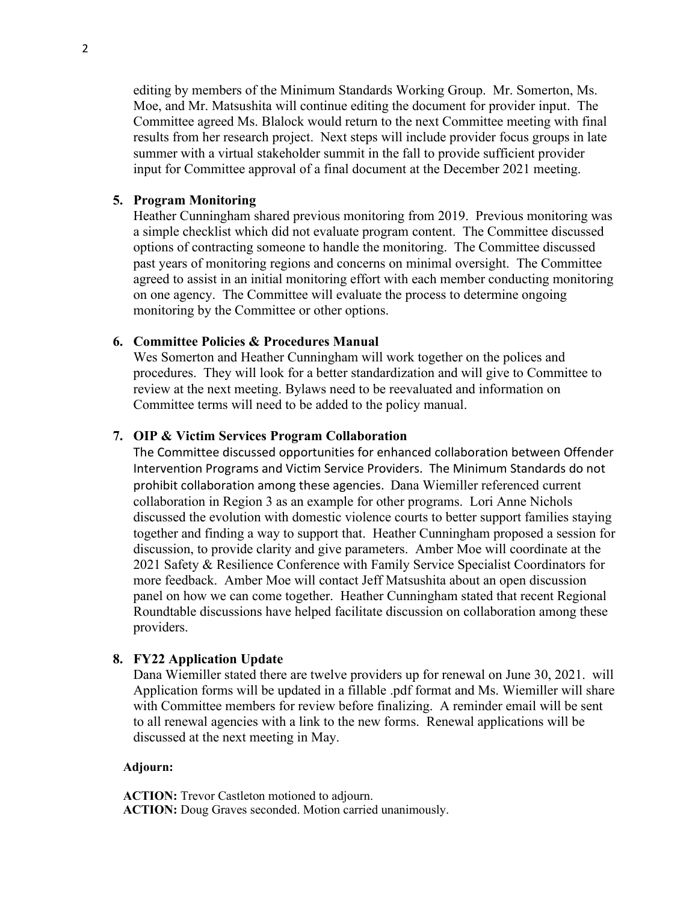editing by members of the Minimum Standards Working Group. Mr. Somerton, Ms. Moe, and Mr. Matsushita will continue editing the document for provider input. The Committee agreed Ms. Blalock would return to the next Committee meeting with final results from her research project. Next steps will include provider focus groups in late summer with a virtual stakeholder summit in the fall to provide sufficient provider input for Committee approval of a final document at the December 2021 meeting.

5. **Program Monitoring**
   Heather Cunningham shared previous monitoring from 2019. Previous monitoring was a simple checklist which did not evaluate program content. The Committee discussed options of contracting someone to handle the monitoring. The Committee discussed past years of monitoring regions and concerns on minimal oversight. The Committee agreed to assist in an initial monitoring effort with each member conducting monitoring on one agency. The Committee will evaluate the process to determine ongoing monitoring by the Committee or other options.

6. **Committee Policies & Procedures Manual**
   Wes Somerton and Heather Cunningham will work together on the polices and procedures. They will look for a better standardization and will give to Committee to review at the next meeting. Bylaws need to be reevaluated and information on Committee terms will need to be added to the policy manual.

7. **OIP & Victim Services Program Collaboration**
   The Committee discussed opportunities for enhanced collaboration between Offender Intervention Programs and Victim Service Providers. The Minimum Standards do not prohibit collaboration among these agencies. Dana Wiemiller referenced current collaboration in Region 3 as an example for other programs. Lori Anne Nichols discussed the evolution with domestic violence courts to better support families staying together and finding a way to support that. Heather Cunningham proposed a session for discussion, to provide clarity and give parameters. Amber Moe will coordinate at the 2021 Safety & Resilience Conference with Family Service Specialist Coordinators for more feedback. Amber Moe will contact Jeff Matsushita about an open discussion panel on how we can come together. Heather Cunningham stated that recent Regional Roundtable discussions have helped facilitate discussion on collaboration among these providers.

8. **FY22 Application Update**
   Dana Wiemiller stated there are twelve providers up for renewal on June 30, 2021. will Application forms will be updated in a fillable .pdf format and Ms. Wiemiller will share with Committee members for review before finalizing. A reminder email will be sent to all renewal agencies with a link to the new forms. Renewal applications will be discussed at the next meeting in May.

**Adjourn:**

**ACTION:** Trevor Castleton motioned to adjourn.
**ACTION:** Doug Graves seconded. Motion carried unanimously.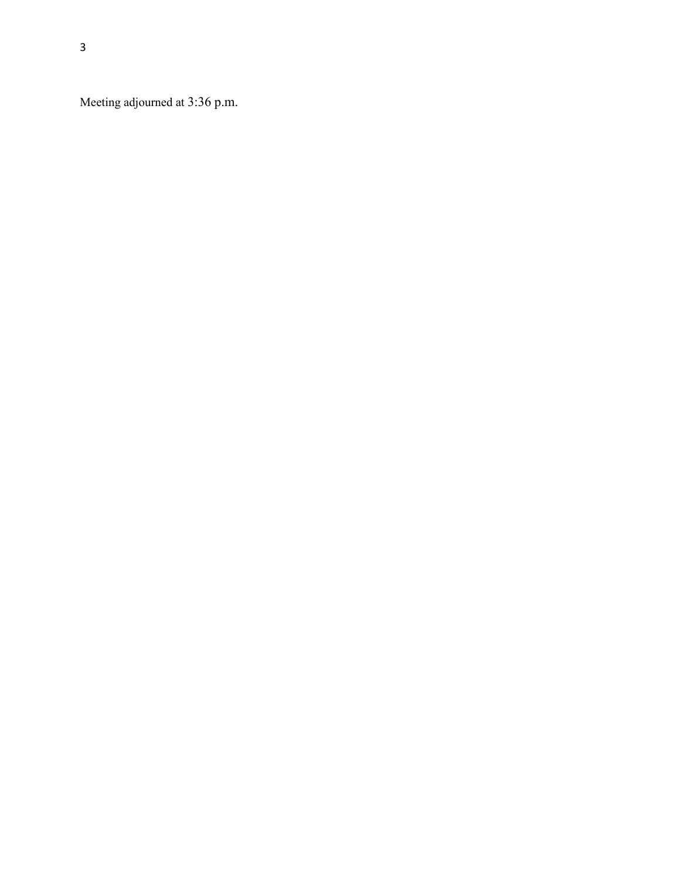Meeting adjourned at 3:36 p.m.